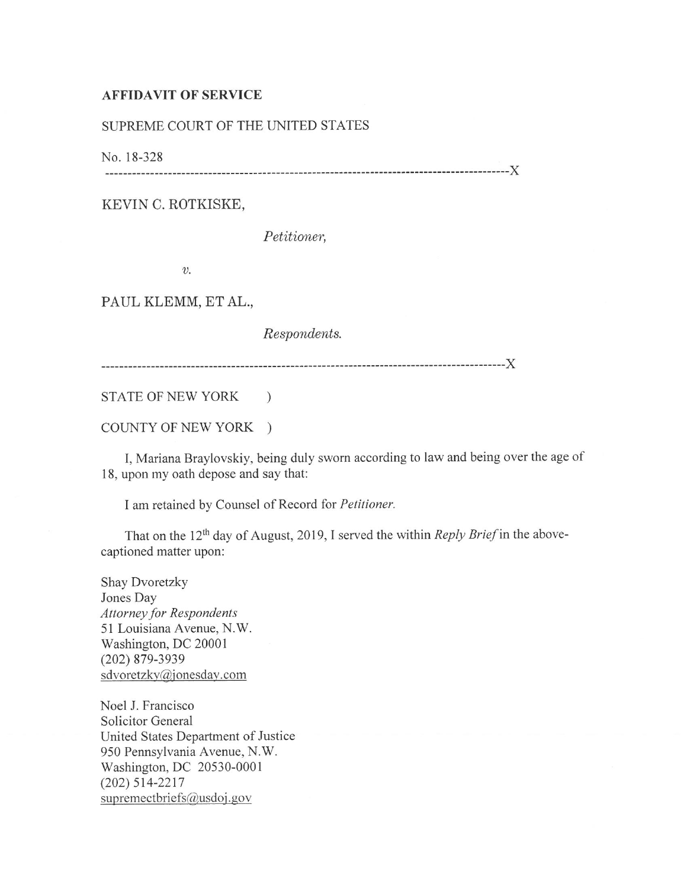**AFFIDAVIT OF SERVICE**

SUPREME COURT OF THE UNITED STATES

No. 18-328

-------------------------------------------------------------------------------------------X

KEVIN C. ROTKISKE,

*Petitioner,*

*v.*

PAUL KLEMM, ET AL.,

*Respondents.*

-------------------------------------------------------------------------------------------X

STATE OF NEW YORK )

COUNTY OF NEW YORK )

I, Mariana Braylovskiy, being duly sworn according to law and being over the age of 18, upon my oath depose and say that:

I am retained by Counsel of Record for *Petitioner.*

That on the 12th day of August, 2019, I served the within *Reply Brief* in the above-captioned matter upon:

Shay Dvoretzky
Jones Day
*Attorney for Respondents*
51 Louisiana Avenue, N.W.
Washington, DC 20001
(202) 879-3939
sdvoretzky@jonesday.com

Noel J. Francisco
Solicitor General
United States Department of Justice
950 Pennsylvania Avenue, N.W.
Washington, DC 20530-0001
(202) 514-2217
supremectbriefs@usdoj.gov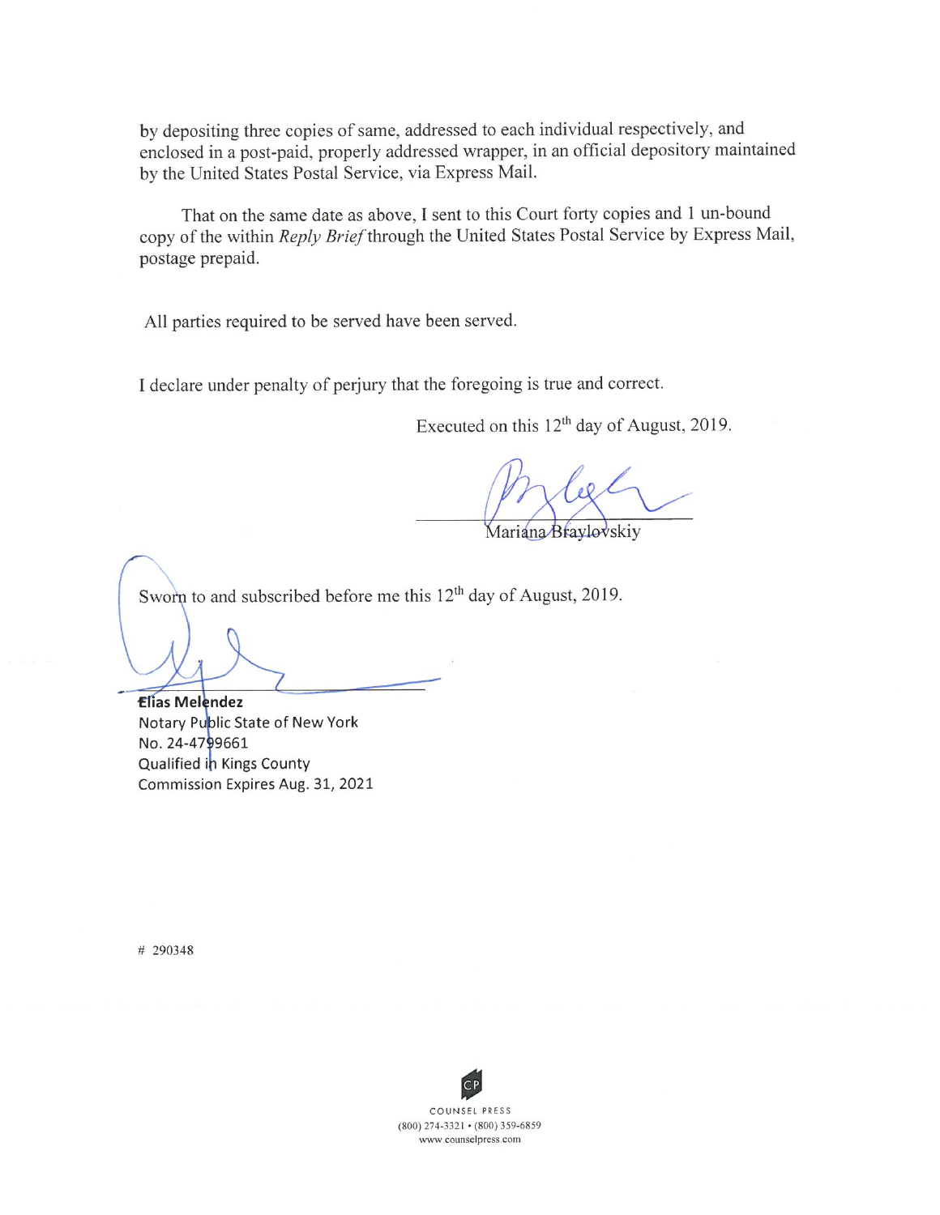by depositing three copies of same, addressed to each individual respectively, and enclosed in a post-paid, properly addressed wrapper, in an official depository maintained by the United States Postal Service, via Express Mail.

That on the same date as above, I sent to this Court forty copies and 1 un-bound copy of the within *Reply Brief* through the United States Postal Service by Express Mail, postage prepaid.

All parties required to be served have been served.

I declare under penalty of perjury that the foregoing is true and correct.

Executed on this 12th day of August, 2019.

Mariana Braylovskiy

Sworn to and subscribed before me this 12th day of August, 2019.

**Elias Melendez**
Notary Public State of New York
No. 24-4799661
Qualified in Kings County
Commission Expires Aug. 31, 2021

# 290348

COUNSEL PRESS
(800) 274-3321 • (800) 359-6859
www.counselpress.com